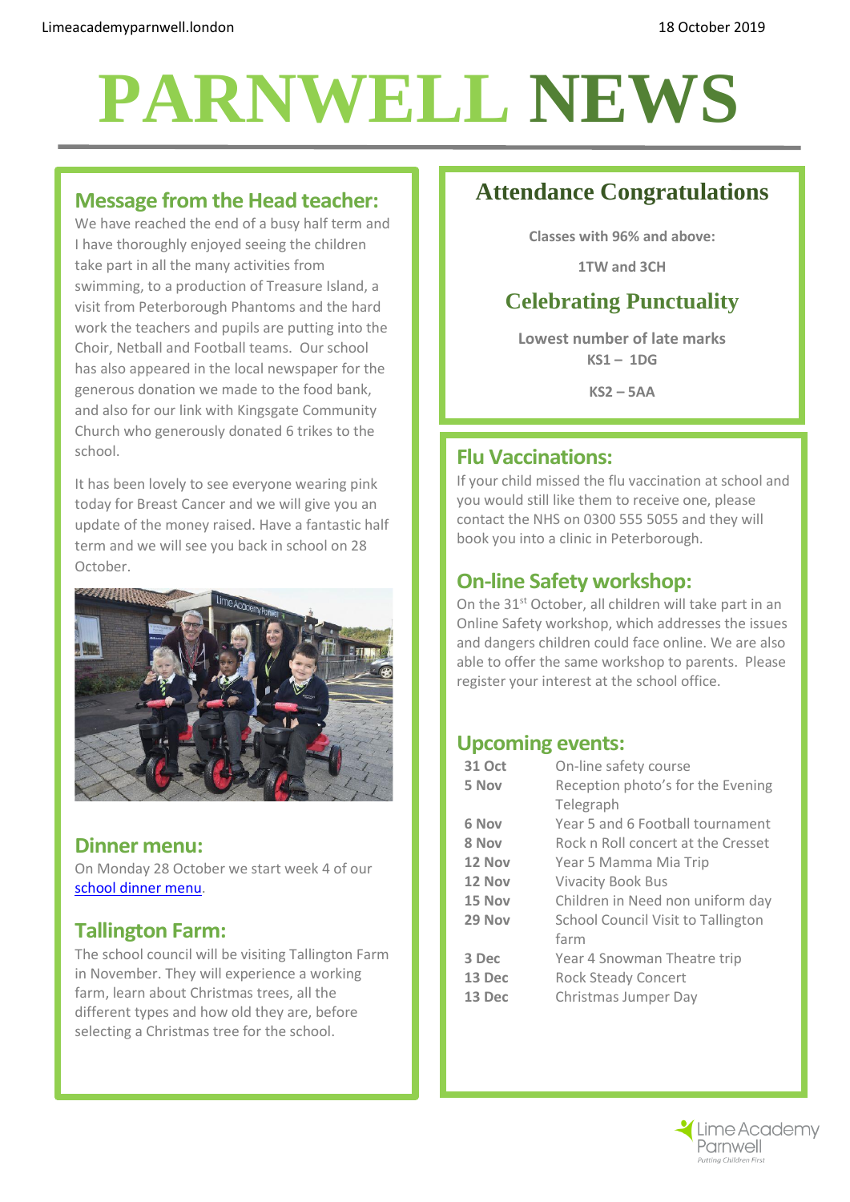Limeacademyparnwell.london

18 October 2019

# PARNWELL NEWS

## Message from the Head teacher:

We have reached the end of a busy half term and I have thoroughly enjoyed seeing the children take part in all the many activities from swimming, to a production of Treasure Island, a visit from Peterborough Phantoms and the hard work the teachers and pupils are putting into the Choir, Netball and Football teams. Our school has also appeared in the local newspaper for the generous donation we made to the food bank, and also for our link with Kingsgate Community Church who generously donated 6 trikes to the school.

It has been lovely to see everyone wearing pink today for Breast Cancer and we will give you an update of the money raised. Have a fantastic half term and we will see you back in school on 28 October.

## Dinner menu:

On Monday 28 October we start week 4 of our school dinner menu.

## Tallington Farm:

The school council will be visiting Tallington Farm in November. They will experience a working farm, learn about Christmas trees, all the different types and how old they are, before selecting a Christmas tree for the school.

## Attendance Congratulations

**Classes with 96% and above:**

**1TW and 3CH**

## Celebrating Punctuality

**Lowest number of late marks**

**KS1 – 1DG**

**KS2 – 5AA**

## Flu Vaccinations:

If your child missed the flu vaccination at school and you would still like them to receive one, please contact the NHS on 0300 555 5055 and they will book you into a clinic in Peterborough.

## On-line Safety workshop:

On the 31st October, all children will take part in an Online Safety workshop, which addresses the issues and dangers children could face online. We are also able to offer the same workshop to parents. Please register your interest at the school office.

## Upcoming events:

| | |
|---|---|
| **31 Oct** | On-line safety course |
| **5 Nov** | Reception photo's for the Evening Telegraph |
| **6 Nov** | Year 5 and 6 Football tournament |
| **8 Nov** | Rock n Roll concert at the Cresset |
| **12 Nov** | Year 5 Mamma Mia Trip |
| **12 Nov** | Vivacity Book Bus |
| **15 Nov** | Children in Need non uniform day |
| **29 Nov** | School Council Visit to Tallington farm |
| **3 Dec** | Year 4 Snowman Theatre trip |
| **13 Dec** | Rock Steady Concert |
| **13 Dec** | Christmas Jumper Day |

Lime Academy Parnwell
*Putting Children First*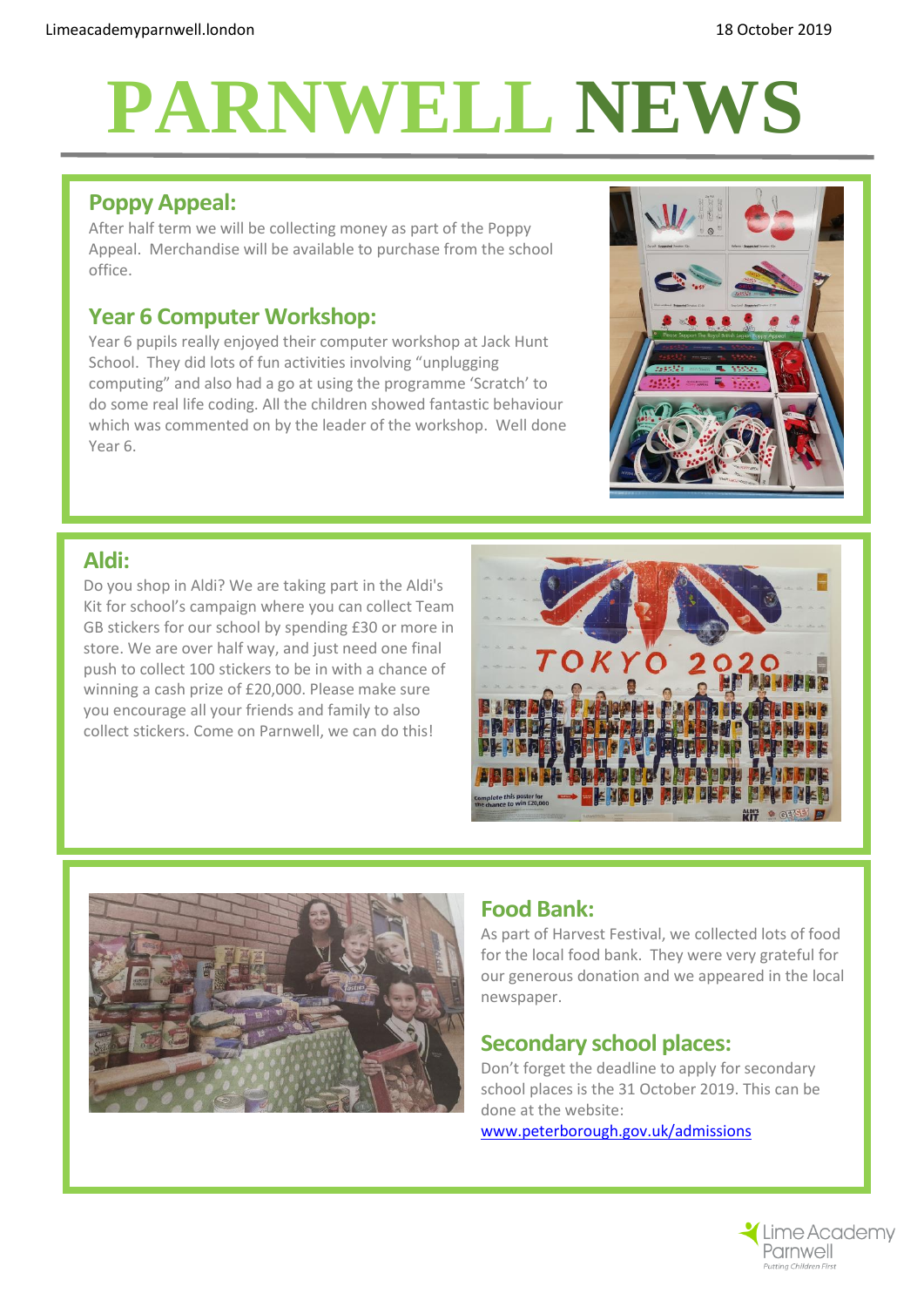# PARNWELL NEWS

## Poppy Appeal:

After half term we will be collecting money as part of the Poppy Appeal. Merchandise will be available to purchase from the school office.

## Year 6 Computer Workshop:

Year 6 pupils really enjoyed their computer workshop at Jack Hunt School. They did lots of fun activities involving "unplugging computing" and also had a go at using the programme 'Scratch' to do some real life coding. All the children showed fantastic behaviour which was commented on by the leader of the workshop. Well done Year 6.

## Aldi:

Do you shop in Aldi? We are taking part in the Aldi's Kit for school's campaign where you can collect Team GB stickers for our school by spending £30 or more in store. We are over half way, and just need one final push to collect 100 stickers to be in with a chance of winning a cash prize of £20,000. Please make sure you encourage all your friends and family to also collect stickers. Come on Parnwell, we can do this!

## Food Bank:

As part of Harvest Festival, we collected lots of food for the local food bank. They were very grateful for our generous donation and we appeared in the local newspaper.

## Secondary school places:

Don't forget the deadline to apply for secondary school places is the 31 October 2019. This can be done at the website:
www.peterborough.gov.uk/admissions

Lime Academy Parnwell
*Putting Children First*